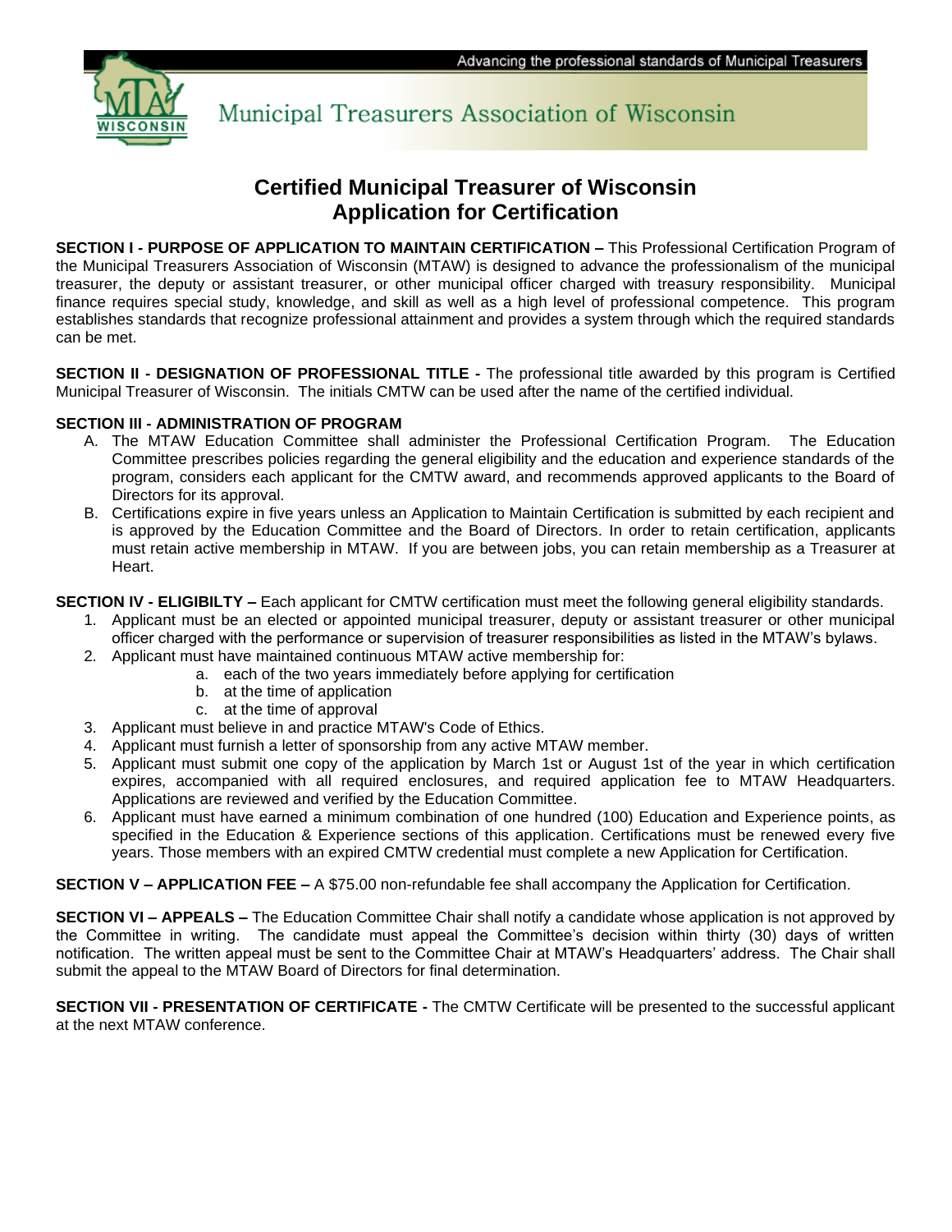Advancing the professional standards of Municipal Treasurers

Municipal Treasurers Association of Wisconsin

# Certified Municipal Treasurer of Wisconsin
# Application for Certification

**SECTION I - PURPOSE OF APPLICATION TO MAINTAIN CERTIFICATION –** This Professional Certification Program of the Municipal Treasurers Association of Wisconsin (MTAW) is designed to advance the professionalism of the municipal treasurer, the deputy or assistant treasurer, or other municipal officer charged with treasury responsibility. Municipal finance requires special study, knowledge, and skill as well as a high level of professional competence. This program establishes standards that recognize professional attainment and provides a system through which the required standards can be met.

**SECTION II - DESIGNATION OF PROFESSIONAL TITLE -** The professional title awarded by this program is Certified Municipal Treasurer of Wisconsin. The initials CMTW can be used after the name of the certified individual.

**SECTION III - ADMINISTRATION OF PROGRAM**

A. The MTAW Education Committee shall administer the Professional Certification Program. The Education Committee prescribes policies regarding the general eligibility and the education and experience standards of the program, considers each applicant for the CMTW award, and recommends approved applicants to the Board of Directors for its approval.
B. Certifications expire in five years unless an Application to Maintain Certification is submitted by each recipient and is approved by the Education Committee and the Board of Directors. In order to retain certification, applicants must retain active membership in MTAW. If you are between jobs, you can retain membership as a Treasurer at Heart.

**SECTION IV - ELIGIBILTY –** Each applicant for CMTW certification must meet the following general eligibility standards.

1. Applicant must be an elected or appointed municipal treasurer, deputy or assistant treasurer or other municipal officer charged with the performance or supervision of treasurer responsibilities as listed in the MTAW's bylaws.
2. Applicant must have maintained continuous MTAW active membership for:
   a. each of the two years immediately before applying for certification
   b. at the time of application
   c. at the time of approval
3. Applicant must believe in and practice MTAW's Code of Ethics.
4. Applicant must furnish a letter of sponsorship from any active MTAW member.
5. Applicant must submit one copy of the application by March 1st or August 1st of the year in which certification expires, accompanied with all required enclosures, and required application fee to MTAW Headquarters. Applications are reviewed and verified by the Education Committee.
6. Applicant must have earned a minimum combination of one hundred (100) Education and Experience points, as specified in the Education & Experience sections of this application. Certifications must be renewed every five years. Those members with an expired CMTW credential must complete a new Application for Certification.

**SECTION V – APPLICATION FEE –** A $75.00 non-refundable fee shall accompany the Application for Certification.

**SECTION VI – APPEALS –** The Education Committee Chair shall notify a candidate whose application is not approved by the Committee in writing. The candidate must appeal the Committee's decision within thirty (30) days of written notification. The written appeal must be sent to the Committee Chair at MTAW's Headquarters' address. The Chair shall submit the appeal to the MTAW Board of Directors for final determination.

**SECTION VII - PRESENTATION OF CERTIFICATE -** The CMTW Certificate will be presented to the successful applicant at the next MTAW conference.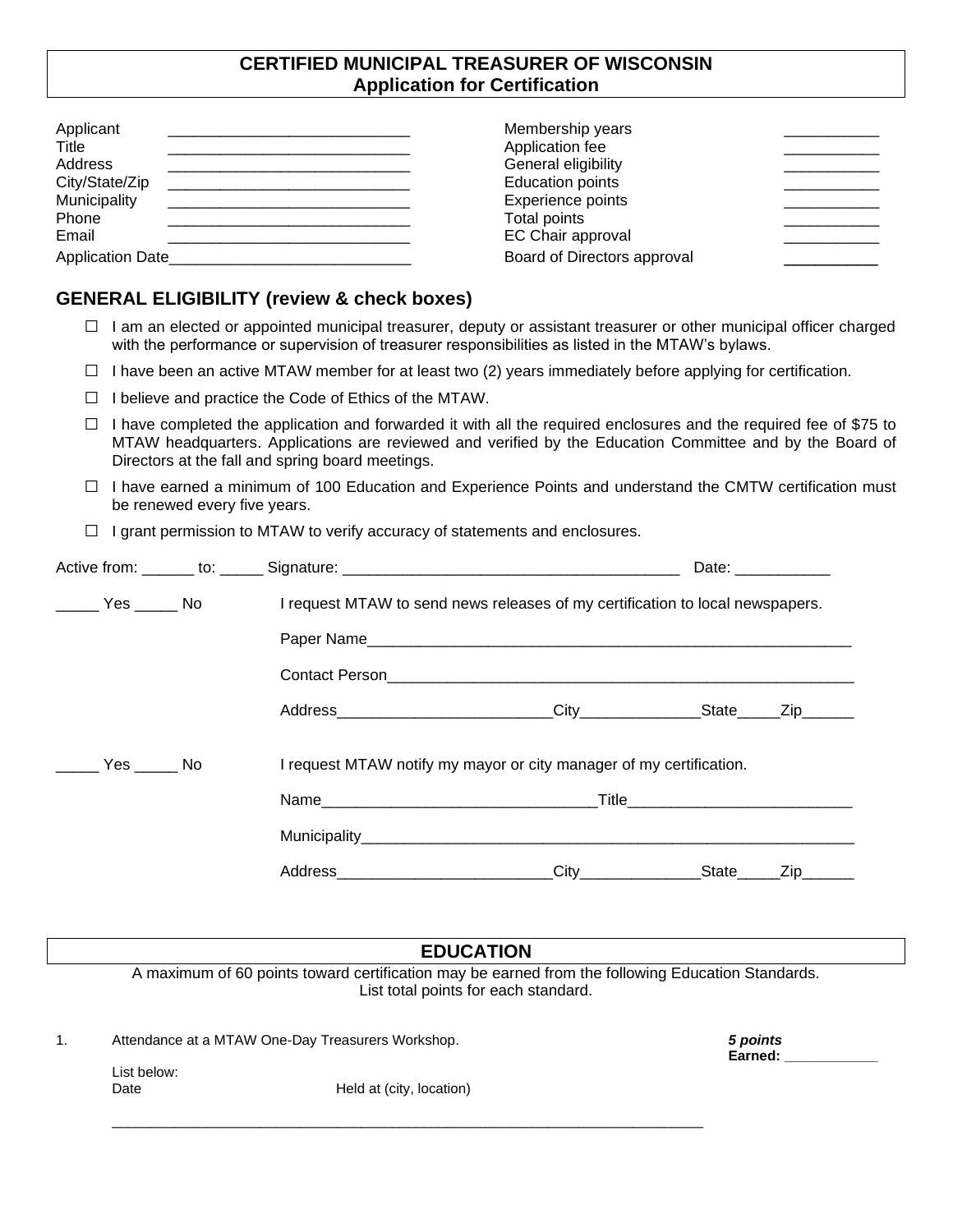# CERTIFIED MUNICIPAL TREASURER OF WISCONSIN
## Application for Certification

| | | | |
|---|---|---|---|
| Applicant | ____________________________ | Membership years | ___________ |
| Title | ____________________________ | Application fee | ___________ |
| Address | ____________________________ | General eligibility | ___________ |
| City/State/Zip | ____________________________ | Education points | ___________ |
| Municipality | ____________________________ | Experience points | ___________ |
| Phone | ____________________________ | Total points | ___________ |
| Email | ____________________________ | EC Chair approval | ___________ |
| Application Date | ____________________________ | Board of Directors approval | ___________ |

## GENERAL ELIGIBILITY (review & check boxes)

☐ I am an elected or appointed municipal treasurer, deputy or assistant treasurer or other municipal officer charged with the performance or supervision of treasurer responsibilities as listed in the MTAW's bylaws.

☐ I have been an active MTAW member for at least two (2) years immediately before applying for certification.

☐ I believe and practice the Code of Ethics of the MTAW.

☐ I have completed the application and forwarded it with all the required enclosures and the required fee of $75 to MTAW headquarters. Applications are reviewed and verified by the Education Committee and by the Board of Directors at the fall and spring board meetings.

☐ I have earned a minimum of 100 Education and Experience Points and understand the CMTW certification must be renewed every five years.

☐ I grant permission to MTAW to verify accuracy of statements and enclosures.

Active from: ______ to: _____ Signature: _______________________________________ Date: ___________

_____ Yes _____ No I request MTAW to send news releases of my certification to local newspapers.

Paper Name___________________________________________________________

Contact Person________________________________________________________

Address_________________________City______________State_____Zip______

_____ Yes _____ No I request MTAW notify my mayor or city manager of my certification.

Name_______________________________Title_________________________

Municipality___________________________________________________________

Address_________________________City______________State_____Zip______

## EDUCATION

A maximum of 60 points toward certification may be earned from the following Education Standards. List total points for each standard.

1. Attendance at a MTAW One-Day Treasurers Workshop. ***5 points*** **Earned: ____________**

   List below:
   Date Held at (city, location)

   ___________________________________________________________________________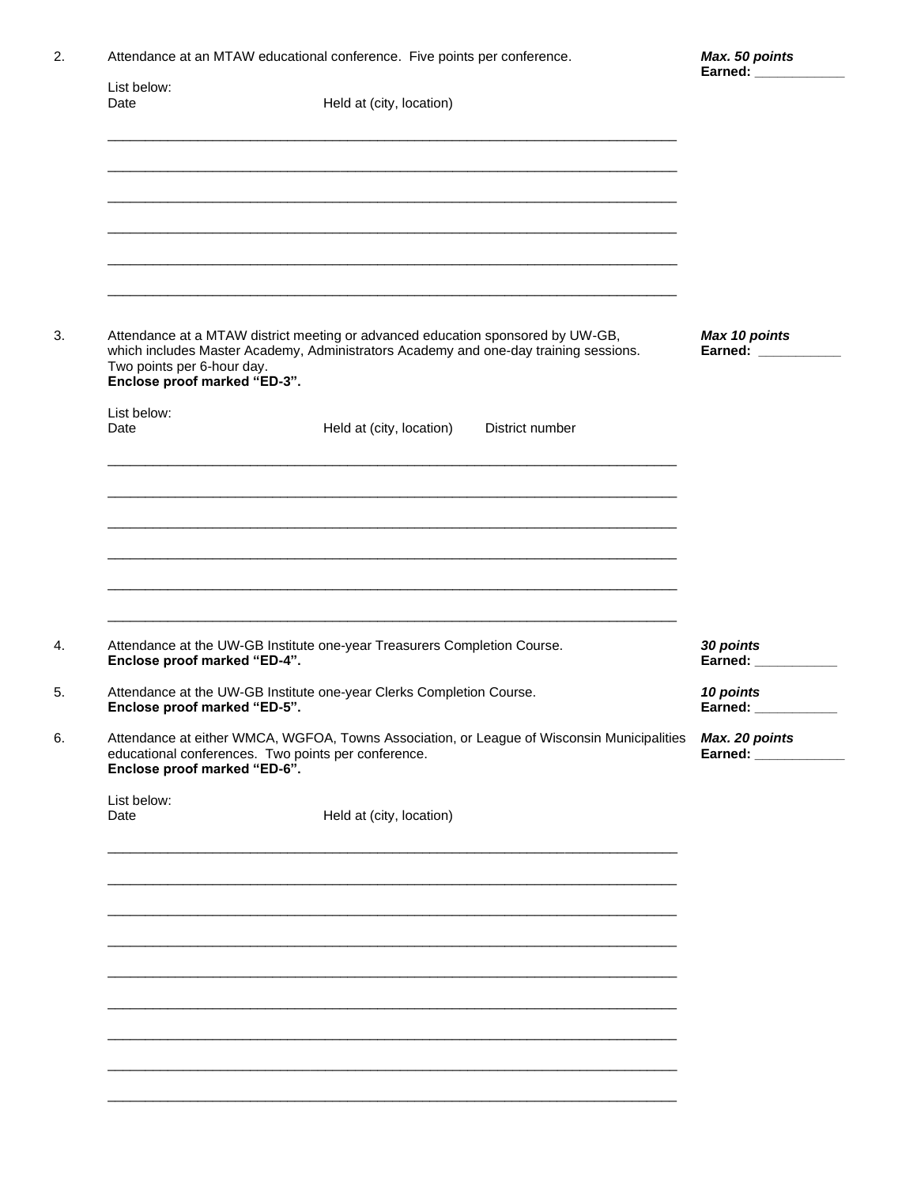2. Attendance at an MTAW educational conference. Five points per conference.

***Max. 50 points***
**Earned: ____________**

List below:
Date Held at (city, location)

_______________________________________________________________________________

_______________________________________________________________________________

_______________________________________________________________________________

_______________________________________________________________________________

_______________________________________________________________________________

_______________________________________________________________________________

3. Attendance at a MTAW district meeting or advanced education sponsored by UW-GB, which includes Master Academy, Administrators Academy and one-day training sessions. Two points per 6-hour day.
**Enclose proof marked "ED-3".**

***Max 10 points***
**Earned: ___________**

List below:
Date Held at (city, location) District number

_______________________________________________________________________________

_______________________________________________________________________________

_______________________________________________________________________________

_______________________________________________________________________________

_______________________________________________________________________________

_______________________________________________________________________________

4. Attendance at the UW-GB Institute one-year Treasurers Completion Course.
**Enclose proof marked "ED-4".**

***30 points***
**Earned: ___________**

5. Attendance at the UW-GB Institute one-year Clerks Completion Course.
**Enclose proof marked "ED-5".**

***10 points***
**Earned: ___________**

6. Attendance at either WMCA, WGFOA, Towns Association, or League of Wisconsin Municipalities educational conferences. Two points per conference.
**Enclose proof marked "ED-6".**

***Max. 20 points***
**Earned: ____________**

List below:
Date Held at (city, location)

_______________________________________________________________________________

_______________________________________________________________________________

_______________________________________________________________________________

_______________________________________________________________________________

_______________________________________________________________________________

_______________________________________________________________________________

_______________________________________________________________________________

_______________________________________________________________________________

_______________________________________________________________________________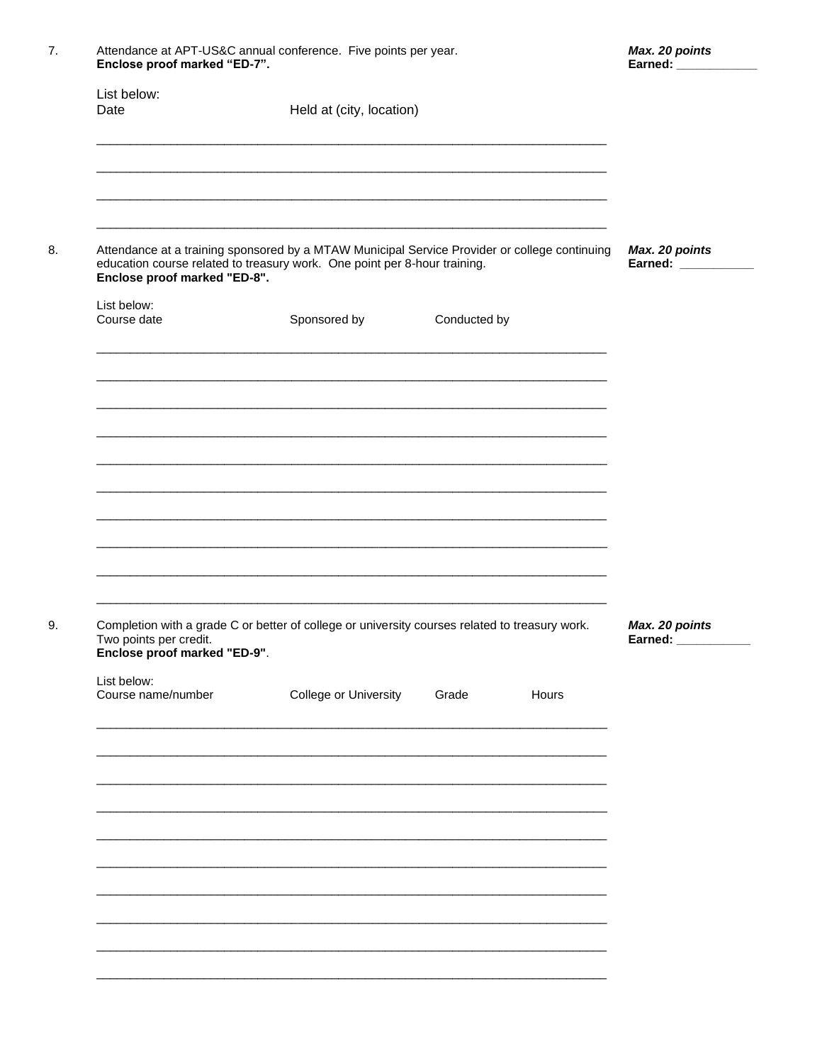7. Attendance at APT-US&C annual conference. Five points per year.
**Enclose proof marked "ED-7".**

***Max. 20 points***
***Earned: ___________***

List below:

| Date | Held at (city, location) |
|---|---|
| | |
| | |
| | |
| | |

8. Attendance at a training sponsored by a MTAW Municipal Service Provider or college continuing education course related to treasury work. One point per 8-hour training.
**Enclose proof marked "ED-8".**

***Max. 20 points***
***Earned: ___________***

List below:

| Course date | Sponsored by | Conducted by |
|---|---|---|
| | | |
| | | |
| | | |
| | | |
| | | |
| | | |
| | | |
| | | |
| | | |
| | | |

9. Completion with a grade C or better of college or university courses related to treasury work. Two points per credit.
**Enclose proof marked "ED-9"**.

***Max. 20 points***
***Earned: ___________***

List below:

| Course name/number | College or University | Grade | Hours |
|---|---|---|---|
| | | | |
| | | | |
| | | | |
| | | | |
| | | | |
| | | | |
| | | | |
| | | | |
| | | | |
| | | | |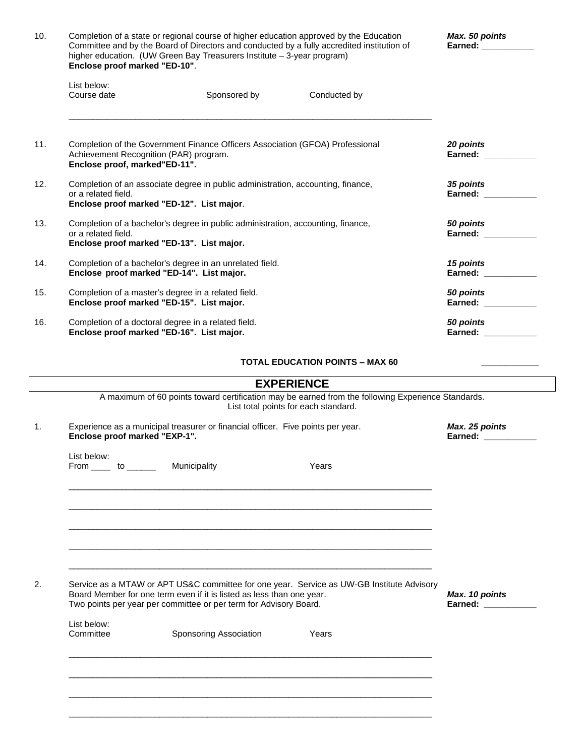10. Completion of a state or regional course of higher education approved by the Education Committee and by the Board of Directors and conducted by a fully accredited institution of higher education. (UW Green Bay Treasurers Institute – 3-year program)
**Enclose proof marked "ED-10"**.

*Max. 50 points*
**Earned: ___________**

List below:
Course date Sponsored by Conducted by

_______________________________________________________________________________

11. Completion of the Government Finance Officers Association (GFOA) Professional Achievement Recognition (PAR) program.
**Enclose proof, marked"ED-11".**

*20 points*
**Earned: ___________**

12. Completion of an associate degree in public administration, accounting, finance, or a related field.
**Enclose proof marked "ED-12". List major**.

*35 points*
**Earned: ___________**

13. Completion of a bachelor's degree in public administration, accounting, finance, or a related field.
**Enclose proof marked "ED-13". List major.**

*50 points*
**Earned: ___________**

14. Completion of a bachelor's degree in an unrelated field.
**Enclose proof marked "ED-14". List major.**

*15 points*
**Earned: ___________**

15. Completion of a master's degree in a related field.
**Enclose proof marked "ED-15". List major.**

*50 points*
**Earned: ___________**

16. Completion of a doctoral degree in a related field.
**Enclose proof marked "ED-16". List major.**

*50 points*
**Earned: ___________**

**TOTAL EDUCATION POINTS – MAX 60** ____________

## EXPERIENCE

A maximum of 60 points toward certification may be earned from the following Experience Standards. List total points for each standard.

1. Experience as a municipal treasurer or financial officer. Five points per year.
**Enclose proof marked "EXP-1".**

*Max. 25 points*
**Earned: ___________**

List below:
From ____ to ______ Municipality Years

_______________________________________________________________________________

_______________________________________________________________________________

_______________________________________________________________________________

_______________________________________________________________________________

_______________________________________________________________________________

2. Service as a MTAW or APT US&C committee for one year. Service as UW-GB Institute Advisory Board Member for one term even if it is listed as less than one year. Two points per year per committee or per term for Advisory Board.

*Max. 10 points*
**Earned: ___________**

List below:
Committee Sponsoring Association Years

_______________________________________________________________________________

_______________________________________________________________________________

_______________________________________________________________________________

_______________________________________________________________________________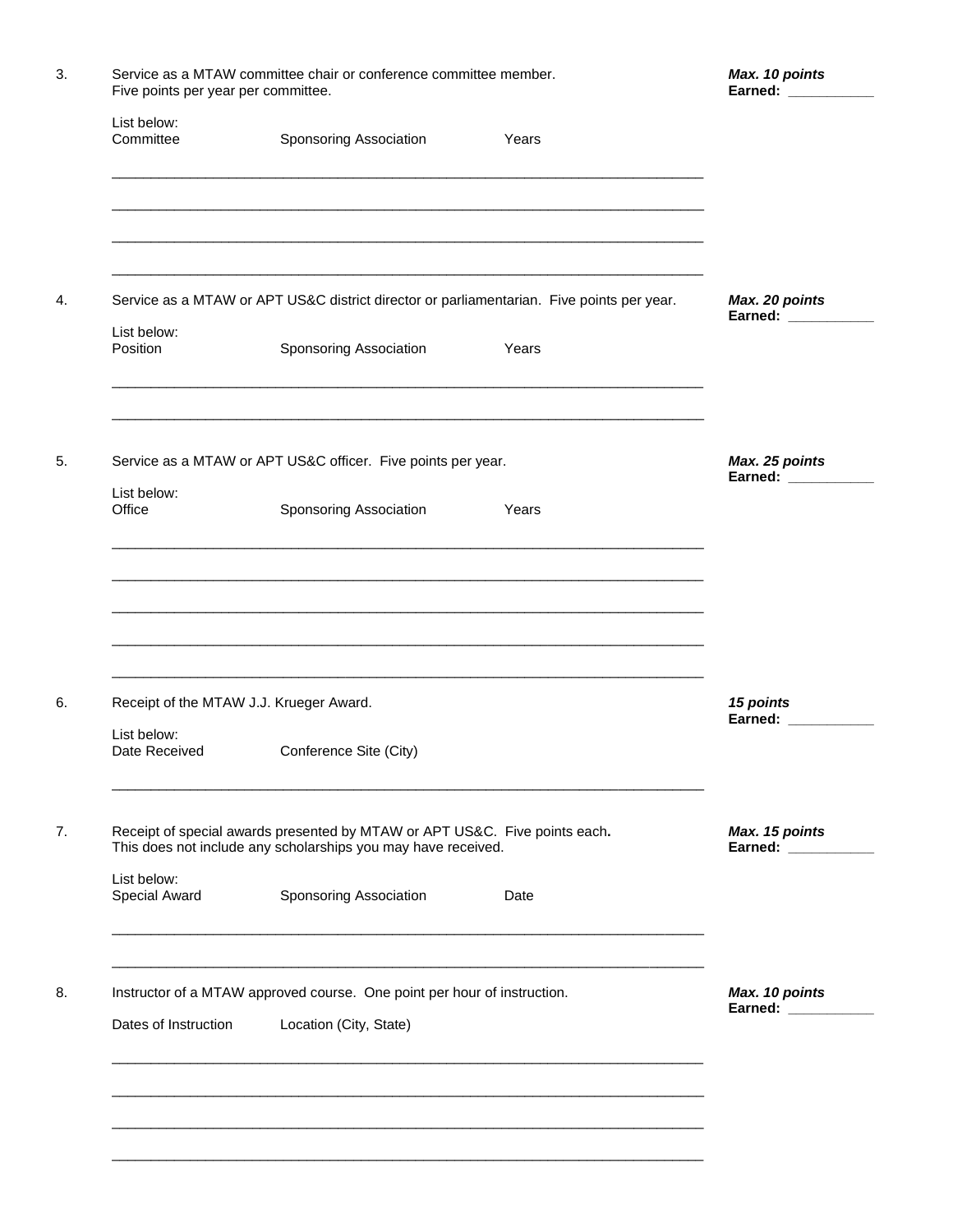3. Service as a MTAW committee chair or conference committee member. Five points per year per committee.

   ***Max. 10 points***
   **Earned: ___________**

   List below:

   | Committee | Sponsoring Association | Years |
   |---|---|---|
   | | | |
   | | | |
   | | | |
   | | | |

4. Service as a MTAW or APT US&C district director or parliamentarian. Five points per year.

   ***Max. 20 points***
   **Earned: ___________**

   List below:

   | Position | Sponsoring Association | Years |
   |---|---|---|
   | | | |
   | | | |

5. Service as a MTAW or APT US&C officer. Five points per year.

   ***Max. 25 points***
   **Earned: ___________**

   List below:

   | Office | Sponsoring Association | Years |
   |---|---|---|
   | | | |
   | | | |
   | | | |
   | | | |
   | | | |

6. Receipt of the MTAW J.J. Krueger Award.

   ***15 points***
   **Earned: ___________**

   List below:

   | Date Received | Conference Site (City) |
   |---|---|
   | | |

7. Receipt of special awards presented by MTAW or APT US&C. Five points each**.** This does not include any scholarships you may have received.

   ***Max. 15 points***
   **Earned: ___________**

   List below:

   | Special Award | Sponsoring Association | Date |
   |---|---|---|
   | | | |
   | | | |

8. Instructor of a MTAW approved course. One point per hour of instruction.

   ***Max. 10 points***
   **Earned: ___________**

   | Dates of Instruction | Location (City, State) |
   |---|---|
   | | |
   | | |
   | | |
   | | |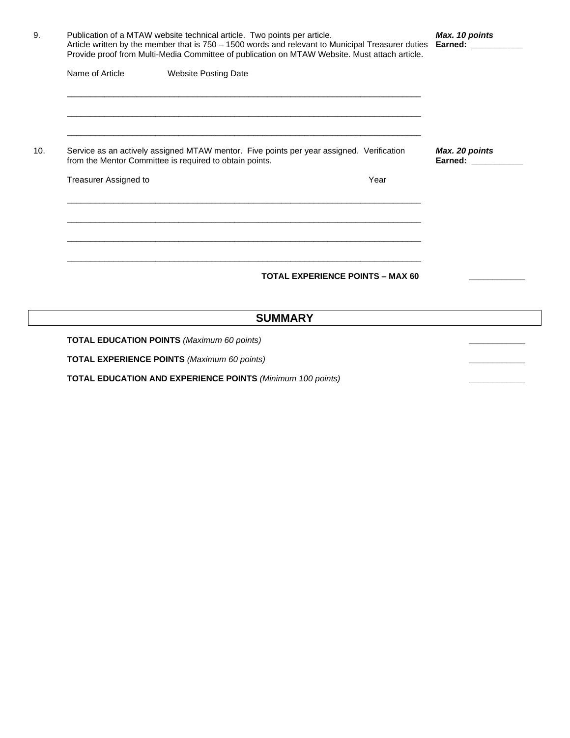9. Publication of a MTAW website technical article. Two points per article. Article written by the member that is 750 – 1500 words and relevant to Municipal Treasurer duties. Provide proof from Multi-Media Committee of publication on MTAW Website. Must attach article.

***Max. 10 points***
**Earned: ___________**

| Name of Article | Website Posting Date |
| --- | --- |
| | |
| | |
| | |

10. Service as an actively assigned MTAW mentor. Five points per year assigned. Verification from the Mentor Committee is required to obtain points.

***Max. 20 points***
**Earned: ___________**

| Treasurer Assigned to | Year |
| --- | --- |
| | |
| | |
| | |
| | |

**TOTAL EXPERIENCE POINTS – MAX 60** ___________

## SUMMARY

**TOTAL EDUCATION POINTS** *(Maximum 60 points)* ___________

**TOTAL EXPERIENCE POINTS** *(Maximum 60 points)* ___________

**TOTAL EDUCATION AND EXPERIENCE POINTS** *(Minimum 100 points)* ___________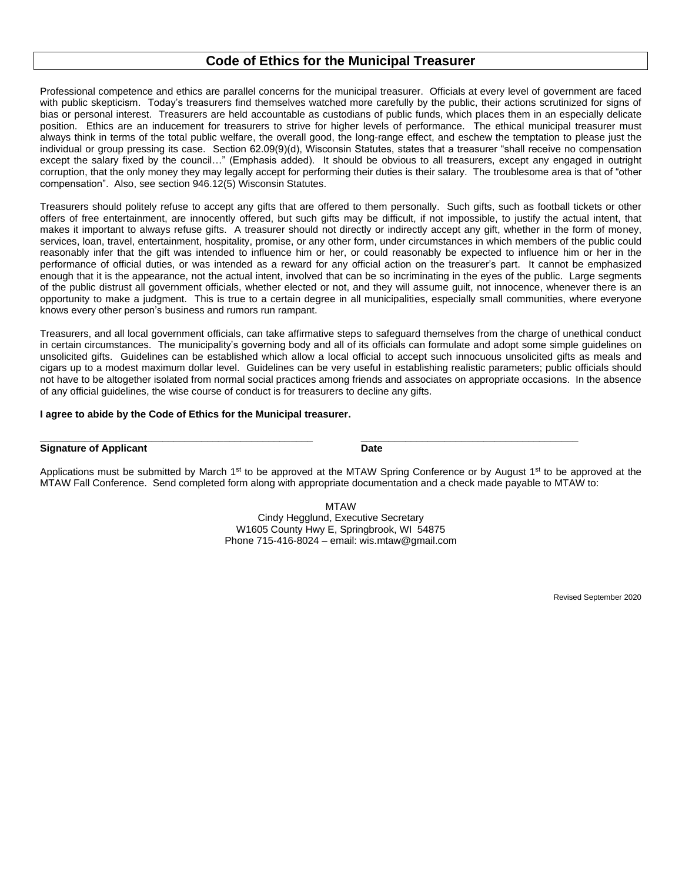# Code of Ethics for the Municipal Treasurer

Professional competence and ethics are parallel concerns for the municipal treasurer. Officials at every level of government are faced with public skepticism. Today's treasurers find themselves watched more carefully by the public, their actions scrutinized for signs of bias or personal interest. Treasurers are held accountable as custodians of public funds, which places them in an especially delicate position. Ethics are an inducement for treasurers to strive for higher levels of performance. The ethical municipal treasurer must always think in terms of the total public welfare, the overall good, the long-range effect, and eschew the temptation to please just the individual or group pressing its case. Section 62.09(9)(d), Wisconsin Statutes, states that a treasurer "shall receive no compensation except the salary fixed by the council…" (Emphasis added). It should be obvious to all treasurers, except any engaged in outright corruption, that the only money they may legally accept for performing their duties is their salary. The troublesome area is that of "other compensation". Also, see section 946.12(5) Wisconsin Statutes.

Treasurers should politely refuse to accept any gifts that are offered to them personally. Such gifts, such as football tickets or other offers of free entertainment, are innocently offered, but such gifts may be difficult, if not impossible, to justify the actual intent, that makes it important to always refuse gifts. A treasurer should not directly or indirectly accept any gift, whether in the form of money, services, loan, travel, entertainment, hospitality, promise, or any other form, under circumstances in which members of the public could reasonably infer that the gift was intended to influence him or her, or could reasonably be expected to influence him or her in the performance of official duties, or was intended as a reward for any official action on the treasurer's part. It cannot be emphasized enough that it is the appearance, not the actual intent, involved that can be so incriminating in the eyes of the public. Large segments of the public distrust all government officials, whether elected or not, and they will assume guilt, not innocence, whenever there is an opportunity to make a judgment. This is true to a certain degree in all municipalities, especially small communities, where everyone knows every other person's business and rumors run rampant.

Treasurers, and all local government officials, can take affirmative steps to safeguard themselves from the charge of unethical conduct in certain circumstances. The municipality's governing body and all of its officials can formulate and adopt some simple guidelines on unsolicited gifts. Guidelines can be established which allow a local official to accept such innocuous unsolicited gifts as meals and cigars up to a modest maximum dollar level. Guidelines can be very useful in establishing realistic parameters; public officials should not have to be altogether isolated from normal social practices among friends and associates on appropriate occasions. In the absence of any official guidelines, the wise course of conduct is for treasurers to decline any gifts.

**I agree to abide by the Code of Ethics for the Municipal treasurer.**

\_\_\_\_\_\_\_\_\_\_\_\_\_\_\_\_\_\_\_\_\_\_\_\_\_\_\_\_\_\_\_\_\_\_\_\_\_\_\_\_\_\_ \_\_\_\_\_\_\_\_\_\_\_\_\_\_\_\_\_\_\_\_\_\_\_\_\_\_\_\_\_\_\_\_\_\_\_\_
**Signature of Applicant** **Date**

Applications must be submitted by March 1st to be approved at the MTAW Spring Conference or by August 1st to be approved at the MTAW Fall Conference. Send completed form along with appropriate documentation and a check made payable to MTAW to:

MTAW
Cindy Hegglund, Executive Secretary
W1605 County Hwy E, Springbrook, WI 54875
Phone 715-416-8024 – email: wis.mtaw@gmail.com

Revised September 2020